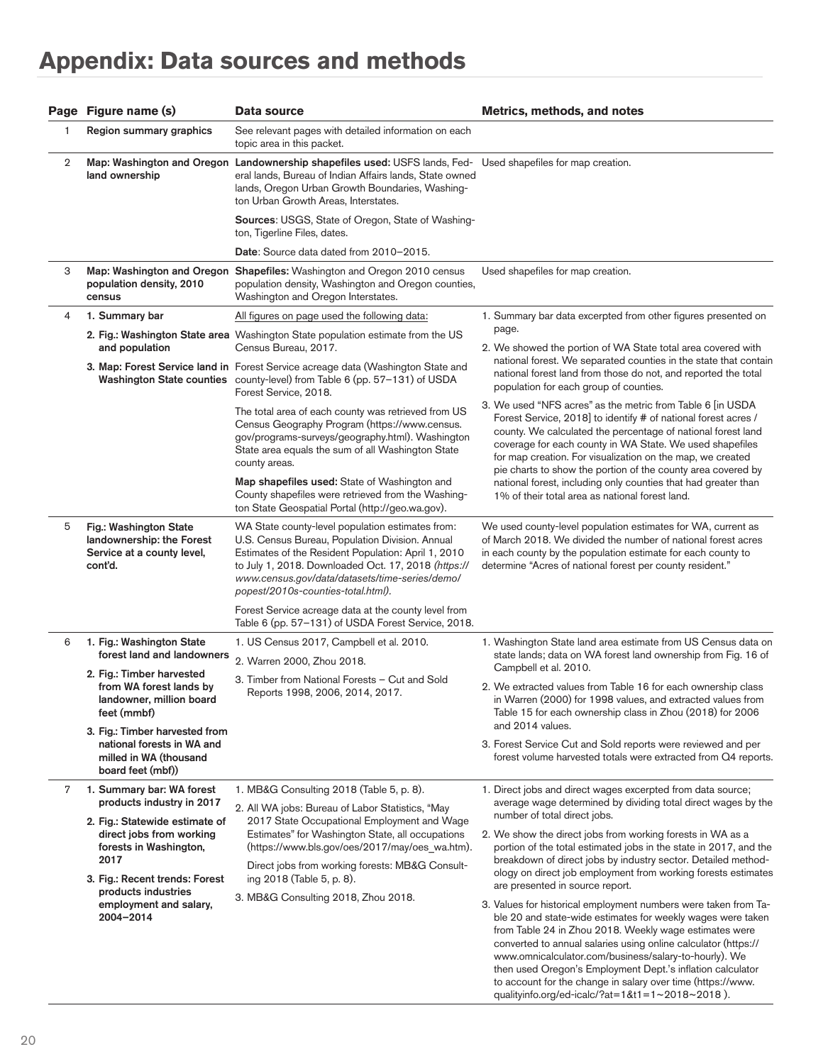# Appendix: Data sources and methods

| Page | Figure name (s) | Data source | Metrics, methods, and notes |
|---|---|---|---|
| 1 | **Region summary graphics** | See relevant pages with detailed information on each topic area in this packet. | |
| 2 | **Map: Washington and Oregon land ownership** | **Landownership shapefiles used:** USFS lands, Federal lands, Bureau of Indian Affairs lands, State owned lands, Oregon Urban Growth Boundaries, Washington Urban Growth Areas, Interstates.<br><br>**Sources**: USGS, State of Oregon, State of Washington, Tigerline Files, dates.<br><br>**Date**: Source data dated from 2010–2015. | Used shapefiles for map creation. |
| 3 | **Map: Washington and Oregon population density, 2010 census** | **Shapefiles:** Washington and Oregon 2010 census population density, Washington and Oregon counties, Washington and Oregon Interstates. | Used shapefiles for map creation. |
| 4 | **1. Summary bar**<br><br>**2. Fig.: Washington State area and population**<br><br>**3. Map: Forest Service land in Washington State counties** | All figures on page used the following data:<br><br>Washington State population estimate from the US Census Bureau, 2017.<br><br>Forest Service acreage data (Washington State and county-level) from Table 6 (pp. 57–131) of USDA Forest Service, 2018.<br><br>The total area of each county was retrieved from US Census Geography Program (https://www.census.gov/programs-surveys/geography.html). Washington State area equals the sum of all Washington State county areas.<br><br>**Map shapefiles used:** State of Washington and County shapefiles were retrieved from the Washington State Geospatial Portal (http://geo.wa.gov). | 1. Summary bar data excerpted from other figures presented on page.<br><br>2. We showed the portion of WA State total area covered with national forest. We separated counties in the state that contain national forest land from those do not, and reported the total population for each group of counties.<br><br>3. We used "NFS acres" as the metric from Table 6 [in USDA Forest Service, 2018] to identify # of national forest acres / county. We calculated the percentage of national forest land coverage for each county in WA State. We used shapefiles for map creation. For visualization on the map, we created pie charts to show the portion of the county area covered by national forest, including only counties that had greater than 1% of their total area as national forest land. |
| 5 | **Fig.: Washington State landownership: the Forest Service at a county level, cont'd.** | WA State county-level population estimates from: U.S. Census Bureau, Population Division. Annual Estimates of the Resident Population: April 1, 2010 to July 1, 2018. Downloaded Oct. 17, 2018 *(https://www.census.gov/data/datasets/time-series/demo/popest/2010s-counties-total.html).*<br><br>Forest Service acreage data at the county level from Table 6 (pp. 57–131) of USDA Forest Service, 2018. | We used county-level population estimates for WA, current as of March 2018. We divided the number of national forest acres in each county by the population estimate for each county to determine "Acres of national forest per county resident." |
| 6 | **1. Fig.: Washington State forest land and landowners**<br><br>**2. Fig.: Timber harvested from WA forest lands by landowner, million board feet (mmbf)**<br><br>**3. Fig.: Timber harvested from national forests in WA and milled in WA (thousand board feet (mbf))** | 1. US Census 2017, Campbell et al. 2010.<br><br>2. Warren 2000, Zhou 2018.<br><br>3. Timber from National Forests – Cut and Sold Reports 1998, 2006, 2014, 2017. | 1. Washington State land area estimate from US Census data on state lands; data on WA forest land ownership from Fig. 16 of Campbell et al. 2010.<br><br>2. We extracted values from Table 16 for each ownership class in Warren (2000) for 1998 values, and extracted values from Table 15 for each ownership class in Zhou (2018) for 2006 and 2014 values.<br><br>3. Forest Service Cut and Sold reports were reviewed and per forest volume harvested totals were extracted from Q4 reports. |
| 7 | **1. Summary bar: WA forest products industry in 2017**<br><br>**2. Fig.: Statewide estimate of direct jobs from working forests in Washington, 2017**<br><br>**3. Fig.: Recent trends: Forest products industries employment and salary, 2004–2014** | 1. MB&G Consulting 2018 (Table 5, p. 8).<br><br>2. All WA jobs: Bureau of Labor Statistics, "May 2017 State Occupational Employment and Wage Estimates" for Washington State, all occupations (https://www.bls.gov/oes/2017/may/oes_wa.htm).<br>Direct jobs from working forests: MB&G Consulting 2018 (Table 5, p. 8).<br><br>3. MB&G Consulting 2018, Zhou 2018. | 1. Direct jobs and direct wages excerpted from data source; average wage determined by dividing total direct wages by the number of total direct jobs.<br><br>2. We show the direct jobs from working forests in WA as a portion of the total estimated jobs in the state in 2017, and the breakdown of direct jobs by industry sector. Detailed methodology on direct job employment from working forests estimates are presented in source report.<br><br>3. Values for historical employment numbers were taken from Table 20 and state-wide estimates for weekly wages were taken from Table 24 in Zhou 2018. Weekly wage estimates were converted to annual salaries using online calculator (https://www.omnicalculator.com/business/salary-to-hourly). We then used Oregon's Employment Dept.'s inflation calculator to account for the change in salary over time (https://www.qualityinfo.org/ed-icalc/?at=1&t1=1~2018~2018 ). |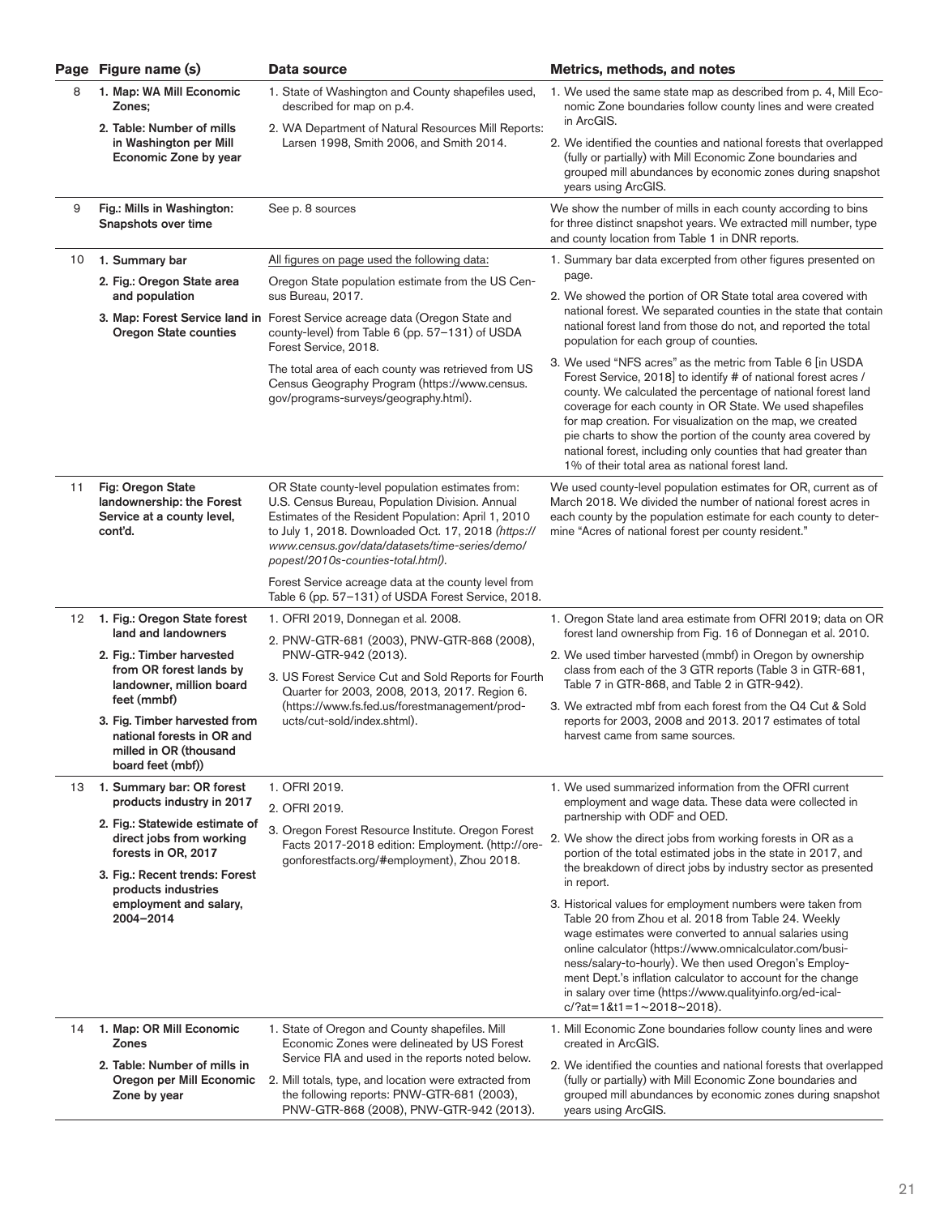| Page | Figure name (s) | Data source | Metrics, methods, and notes |
|---|---|---|---|
| 8 | **1. Map: WA Mill Economic Zones;**<br>**2. Table: Number of mills in Washington per Mill Economic Zone by year** | 1. State of Washington and County shapefiles used, described for map on p.4.<br>2. WA Department of Natural Resources Mill Reports: Larsen 1998, Smith 2006, and Smith 2014. | 1. We used the same state map as described from p. 4, Mill Economic Zone boundaries follow county lines and were created in ArcGIS.<br>2. We identified the counties and national forests that overlapped (fully or partially) with Mill Economic Zone boundaries and grouped mill abundances by economic zones during snapshot years using ArcGIS. |
| 9 | **Fig.: Mills in Washington: Snapshots over time** | See p. 8 sources | We show the number of mills in each county according to bins for three distinct snapshot years. We extracted mill number, type and county location from Table 1 in DNR reports. |
| 10 | **1. Summary bar**<br>**2. Fig.: Oregon State area and population**<br>**3. Map: Forest Service land in Oregon State counties** | All figures on page used the following data:<br>Oregon State population estimate from the US Census Bureau, 2017.<br>Forest Service acreage data (Oregon State and county-level) from Table 6 (pp. 57–131) of USDA Forest Service, 2018.<br>The total area of each county was retrieved from US Census Geography Program (https://www.census.gov/programs-surveys/geography.html). | 1. Summary bar data excerpted from other figures presented on page.<br>2. We showed the portion of OR State total area covered with national forest. We separated counties in the state that contain national forest land from those do not, and reported the total population for each group of counties.<br>3. We used "NFS acres" as the metric from Table 6 [in USDA Forest Service, 2018] to identify # of national forest acres / county. We calculated the percentage of national forest land coverage for each county in OR State. We used shapefiles for map creation. For visualization on the map, we created pie charts to show the portion of the county area covered by national forest, including only counties that had greater than 1% of their total area as national forest land. |
| 11 | **Fig: Oregon State landownership: the Forest Service at a county level, cont'd.** | OR State county-level population estimates from: U.S. Census Bureau, Population Division. Annual Estimates of the Resident Population: April 1, 2010 to July 1, 2018. Downloaded Oct. 17, 2018 *(https://www.census.gov/data/datasets/time-series/demo/popest/2010s-counties-total.html).*<br>Forest Service acreage data at the county level from Table 6 (pp. 57–131) of USDA Forest Service, 2018. | We used county-level population estimates for OR, current as of March 2018. We divided the number of national forest acres in each county by the population estimate for each county to determine "Acres of national forest per county resident." |
| 12 | **1. Fig.: Oregon State forest land and landowners**<br>**2. Fig.: Timber harvested from OR forest lands by landowner, million board feet (mmbf)**<br>**3. Fig. Timber harvested from national forests in OR and milled in OR (thousand board feet (mbf))** | 1. OFRI 2019, Donnegan et al. 2008.<br>2. PNW-GTR-681 (2003), PNW-GTR-868 (2008), PNW-GTR-942 (2013).<br>3. US Forest Service Cut and Sold Reports for Fourth Quarter for 2003, 2008, 2013, 2017. Region 6. (https://www.fs.fed.us/forestmanagement/products/cut-sold/index.shtml). | 1. Oregon State land area estimate from OFRI 2019; data on OR forest land ownership from Fig. 16 of Donnegan et al. 2010.<br>2. We used timber harvested (mmbf) in Oregon by ownership class from each of the 3 GTR reports (Table 3 in GTR-681, Table 7 in GTR-868, and Table 2 in GTR-942).<br>3. We extracted mbf from each forest from the Q4 Cut & Sold reports for 2003, 2008 and 2013. 2017 estimates of total harvest came from same sources. |
| 13 | **1. Summary bar: OR forest products industry in 2017**<br>**2. Fig.: Statewide estimate of direct jobs from working forests in OR, 2017**<br>**3. Fig.: Recent trends: Forest products industries employment and salary, 2004–2014** | 1. OFRI 2019.<br>2. OFRI 2019.<br>3. Oregon Forest Resource Institute. Oregon Forest Facts 2017-2018 edition: Employment. (http://oregonforestfacts.org/#employment), Zhou 2018. | 1. We used summarized information from the OFRI current employment and wage data. These data were collected in partnership with ODF and OED.<br>2. We show the direct jobs from working forests in OR as a portion of the total estimated jobs in the state in 2017, and the breakdown of direct jobs by industry sector as presented in report.<br>3. Historical values for employment numbers were taken from Table 20 from Zhou et al. 2018 from Table 24. Weekly wage estimates were converted to annual salaries using online calculator (https://www.omnicalculator.com/business/salary-to-hourly). We then used Oregon's Employment Dept.'s inflation calculator to account for the change in salary over time (https://www.qualityinfo.org/ed-icalc/?at=1&t1=1~2018~2018). |
| 14 | **1. Map: OR Mill Economic Zones**<br>**2. Table: Number of mills in Oregon per Mill Economic Zone by year** | 1. State of Oregon and County shapefiles. Mill Economic Zones were delineated by US Forest Service FIA and used in the reports noted below.<br>2. Mill totals, type, and location were extracted from the following reports: PNW-GTR-681 (2003), PNW-GTR-868 (2008), PNW-GTR-942 (2013). | 1. Mill Economic Zone boundaries follow county lines and were created in ArcGIS.<br>2. We identified the counties and national forests that overlapped (fully or partially) with Mill Economic Zone boundaries and grouped mill abundances by economic zones during snapshot years using ArcGIS. |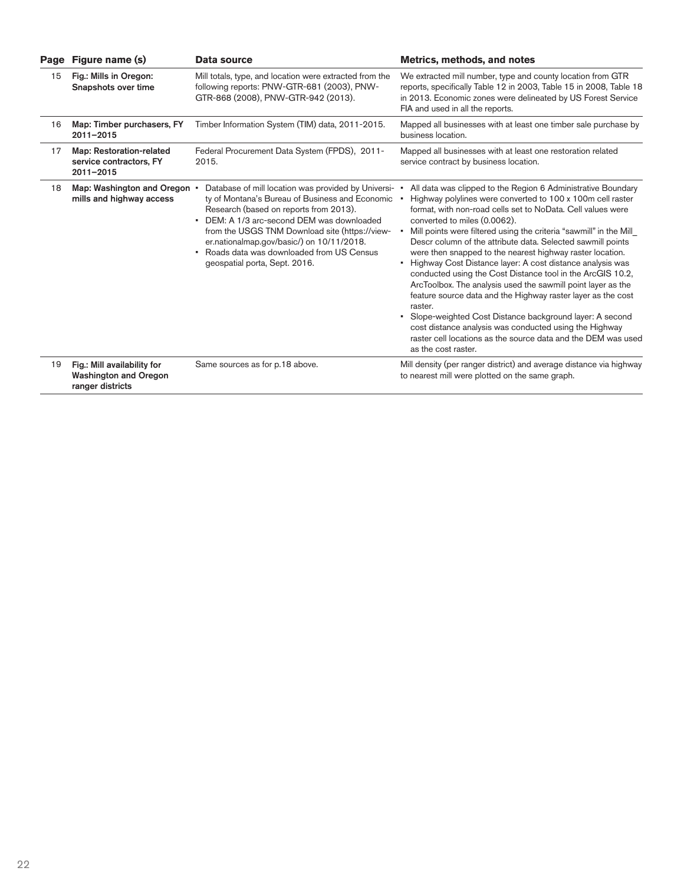| Page | Figure name (s) | Data source | Metrics, methods, and notes |
|---|---|---|---|
| 15 | **Fig.: Mills in Oregon: Snapshots over time** | Mill totals, type, and location were extracted from the following reports: PNW-GTR-681 (2003), PNW-GTR-868 (2008), PNW-GTR-942 (2013). | We extracted mill number, type and county location from GTR reports, specifically Table 12 in 2003, Table 15 in 2008, Table 18 in 2013. Economic zones were delineated by US Forest Service FIA and used in all the reports. |
| 16 | **Map: Timber purchasers, FY 2011–2015** | Timber Information System (TIM) data, 2011-2015. | Mapped all businesses with at least one timber sale purchase by business location. |
| 17 | **Map: Restoration-related service contractors, FY 2011–2015** | Federal Procurement Data System (FPDS), 2011-2015. | Mapped all businesses with at least one restoration related service contract by business location. |
| 18 | **Map: Washington and Oregon mills and highway access** | • Database of mill location was provided by University of Montana's Bureau of Business and Economic Research (based on reports from 2013).<br>• DEM: A 1/3 arc-second DEM was downloaded from the USGS TNM Download site (https://viewer.nationalmap.gov/basic/) on 10/11/2018.<br>• Roads data was downloaded from US Census geospatial porta, Sept. 2016. | • All data was clipped to the Region 6 Administrative Boundary<br>• Highway polylines were converted to 100 x 100m cell raster format, with non-road cells set to NoData. Cell values were converted to miles (0.0062).<br>• Mill points were filtered using the criteria "sawmill" in the Mill_Descr column of the attribute data. Selected sawmill points were then snapped to the nearest highway raster location.<br>• Highway Cost Distance layer: A cost distance analysis was conducted using the Cost Distance tool in the ArcGIS 10.2, ArcToolbox. The analysis used the sawmill point layer as the feature source data and the Highway raster layer as the cost raster.<br>• Slope-weighted Cost Distance background layer: A second cost distance analysis was conducted using the Highway raster cell locations as the source data and the DEM was used as the cost raster. |
| 19 | **Fig.: Mill availability for Washington and Oregon ranger districts** | Same sources as for p.18 above. | Mill density (per ranger district) and average distance via highway to nearest mill were plotted on the same graph. |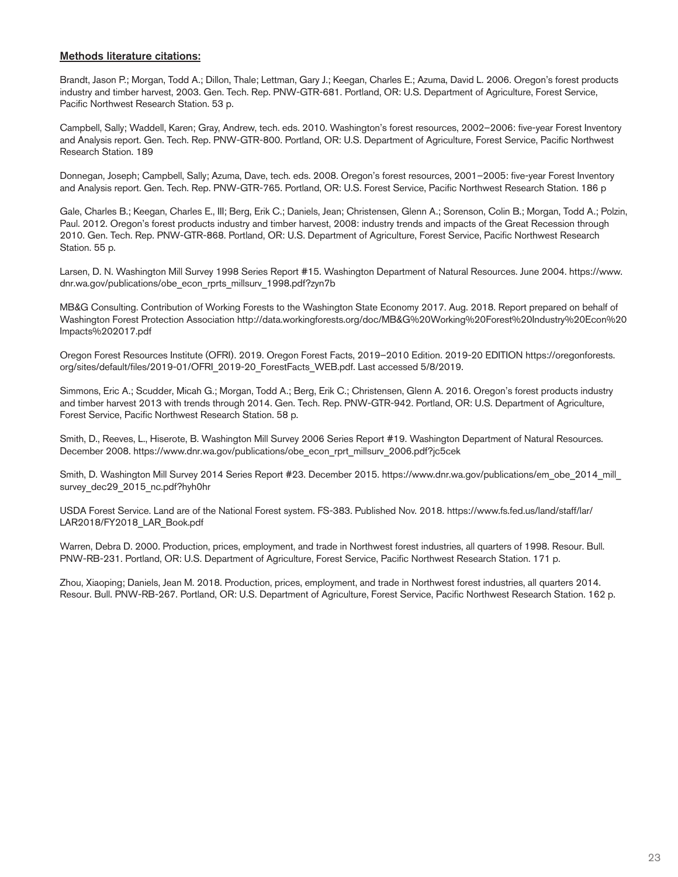<u>Methods literature citations:</u>

Brandt, Jason P.; Morgan, Todd A.; Dillon, Thale; Lettman, Gary J.; Keegan, Charles E.; Azuma, David L. 2006. Oregon's forest products industry and timber harvest, 2003. Gen. Tech. Rep. PNW-GTR-681. Portland, OR: U.S. Department of Agriculture, Forest Service, Pacific Northwest Research Station. 53 p.

Campbell, Sally; Waddell, Karen; Gray, Andrew, tech. eds. 2010. Washington's forest resources, 2002–2006: five-year Forest Inventory and Analysis report. Gen. Tech. Rep. PNW-GTR-800. Portland, OR: U.S. Department of Agriculture, Forest Service, Pacific Northwest Research Station. 189

Donnegan, Joseph; Campbell, Sally; Azuma, Dave, tech. eds. 2008. Oregon's forest resources, 2001–2005: five-year Forest Inventory and Analysis report. Gen. Tech. Rep. PNW-GTR-765. Portland, OR: U.S. Forest Service, Pacific Northwest Research Station. 186 p

Gale, Charles B.; Keegan, Charles E., III; Berg, Erik C.; Daniels, Jean; Christensen, Glenn A.; Sorenson, Colin B.; Morgan, Todd A.; Polzin, Paul. 2012. Oregon's forest products industry and timber harvest, 2008: industry trends and impacts of the Great Recession through 2010. Gen. Tech. Rep. PNW-GTR-868. Portland, OR: U.S. Department of Agriculture, Forest Service, Pacific Northwest Research Station. 55 p.

Larsen, D. N. Washington Mill Survey 1998 Series Report #15. Washington Department of Natural Resources. June 2004. https://www.dnr.wa.gov/publications/obe_econ_rprts_millsurv_1998.pdf?zyn7b

MB&G Consulting. Contribution of Working Forests to the Washington State Economy 2017. Aug. 2018. Report prepared on behalf of Washington Forest Protection Association http://data.workingforests.org/doc/MB&G%20Working%20Forest%20Industry%20Econ%20Impacts%202017.pdf

Oregon Forest Resources Institute (OFRI). 2019. Oregon Forest Facts, 2019–2010 Edition. 2019-20 EDITION https://oregonforests.org/sites/default/files/2019-01/OFRI_2019-20_ForestFacts_WEB.pdf. Last accessed 5/8/2019.

Simmons, Eric A.; Scudder, Micah G.; Morgan, Todd A.; Berg, Erik C.; Christensen, Glenn A. 2016. Oregon's forest products industry and timber harvest 2013 with trends through 2014. Gen. Tech. Rep. PNW-GTR-942. Portland, OR: U.S. Department of Agriculture, Forest Service, Pacific Northwest Research Station. 58 p.

Smith, D., Reeves, L., Hiserote, B. Washington Mill Survey 2006 Series Report #19. Washington Department of Natural Resources. December 2008. https://www.dnr.wa.gov/publications/obe_econ_rprt_millsurv_2006.pdf?jc5cek

Smith, D. Washington Mill Survey 2014 Series Report #23. December 2015. https://www.dnr.wa.gov/publications/em_obe_2014_mill_survey_dec29_2015_nc.pdf?hyh0hr

USDA Forest Service. Land are of the National Forest system. FS-383. Published Nov. 2018. https://www.fs.fed.us/land/staff/lar/LAR2018/FY2018_LAR_Book.pdf

Warren, Debra D. 2000. Production, prices, employment, and trade in Northwest forest industries, all quarters of 1998. Resour. Bull. PNW-RB-231. Portland, OR: U.S. Department of Agriculture, Forest Service, Pacific Northwest Research Station. 171 p.

Zhou, Xiaoping; Daniels, Jean M. 2018. Production, prices, employment, and trade in Northwest forest industries, all quarters 2014. Resour. Bull. PNW-RB-267. Portland, OR: U.S. Department of Agriculture, Forest Service, Pacific Northwest Research Station. 162 p.